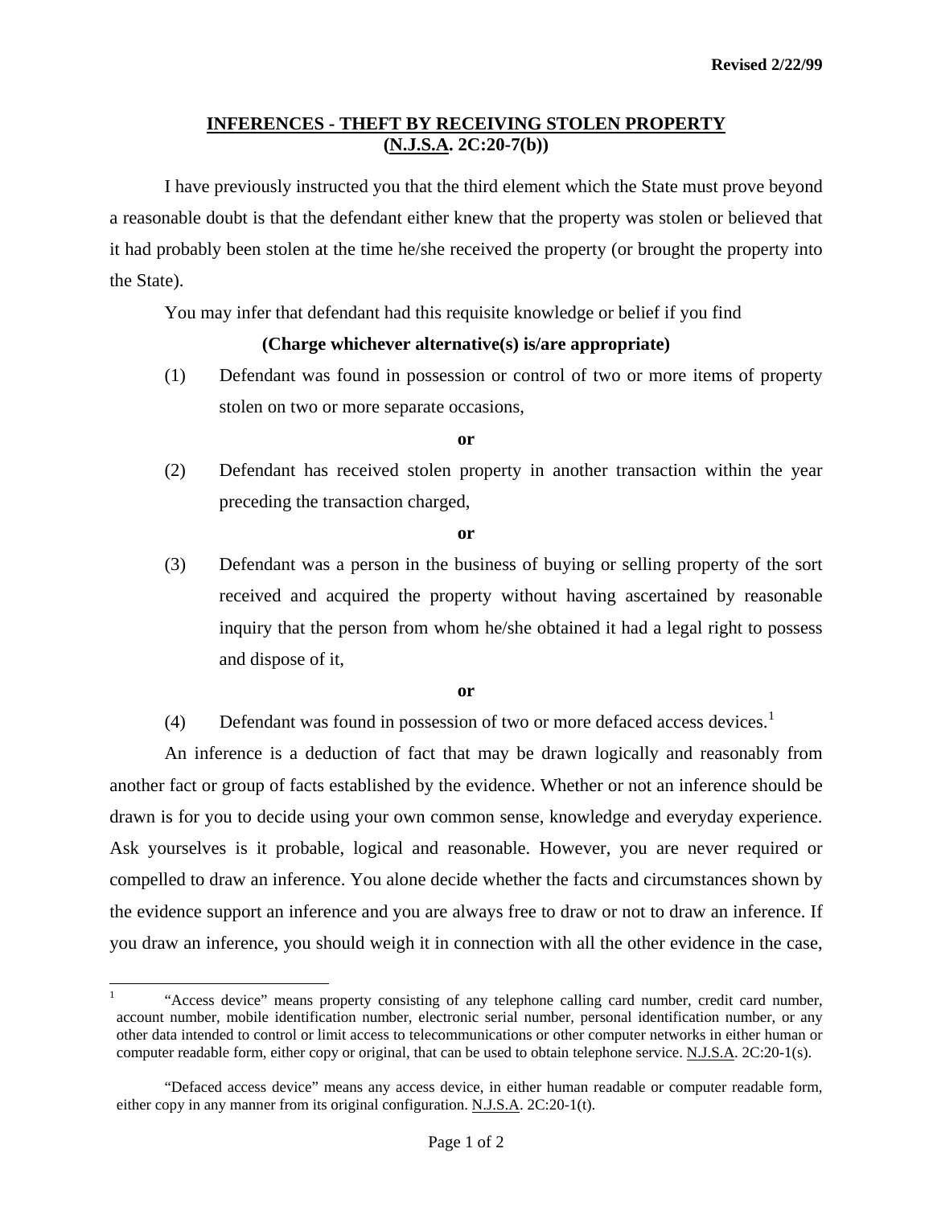Revised 2/22/99

## INFERENCES - THEFT BY RECEIVING STOLEN PROPERTY (N.J.S.A. 2C:20-7(b))

I have previously instructed you that the third element which the State must prove beyond a reasonable doubt is that the defendant either knew that the property was stolen or believed that it had probably been stolen at the time he/she received the property (or brought the property into the State).

You may infer that defendant had this requisite knowledge or belief if you find

**(Charge whichever alternative(s) is/are appropriate)**

(1) Defendant was found in possession or control of two or more items of property stolen on two or more separate occasions,

**or**

(2) Defendant has received stolen property in another transaction within the year preceding the transaction charged,

**or**

(3) Defendant was a person in the business of buying or selling property of the sort received and acquired the property without having ascertained by reasonable inquiry that the person from whom he/she obtained it had a legal right to possess and dispose of it,

**or**

(4) Defendant was found in possession of two or more defaced access devices.[1]

An inference is a deduction of fact that may be drawn logically and reasonably from another fact or group of facts established by the evidence. Whether or not an inference should be drawn is for you to decide using your own common sense, knowledge and everyday experience. Ask yourselves is it probable, logical and reasonable. However, you are never required or compelled to draw an inference. You alone decide whether the facts and circumstances shown by the evidence support an inference and you are always free to draw or not to draw an inference. If you draw an inference, you should weigh it in connection with all the other evidence in the case,

---

[1] "Access device" means property consisting of any telephone calling card number, credit card number, account number, mobile identification number, electronic serial number, personal identification number, or any other data intended to control or limit access to telecommunications or other computer networks in either human or computer readable form, either copy or original, that can be used to obtain telephone service. N.J.S.A. 2C:20-1(s).

"Defaced access device" means any access device, in either human readable or computer readable form, either copy in any manner from its original configuration. N.J.S.A. 2C:20-1(t).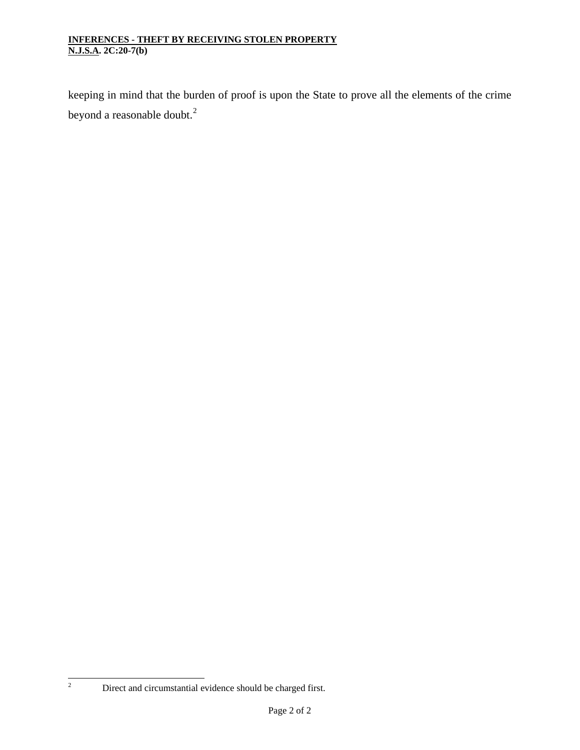keeping in mind that the burden of proof is upon the State to prove all the elements of the crime beyond a reasonable doubt.[2]

[2] Direct and circumstantial evidence should be charged first.